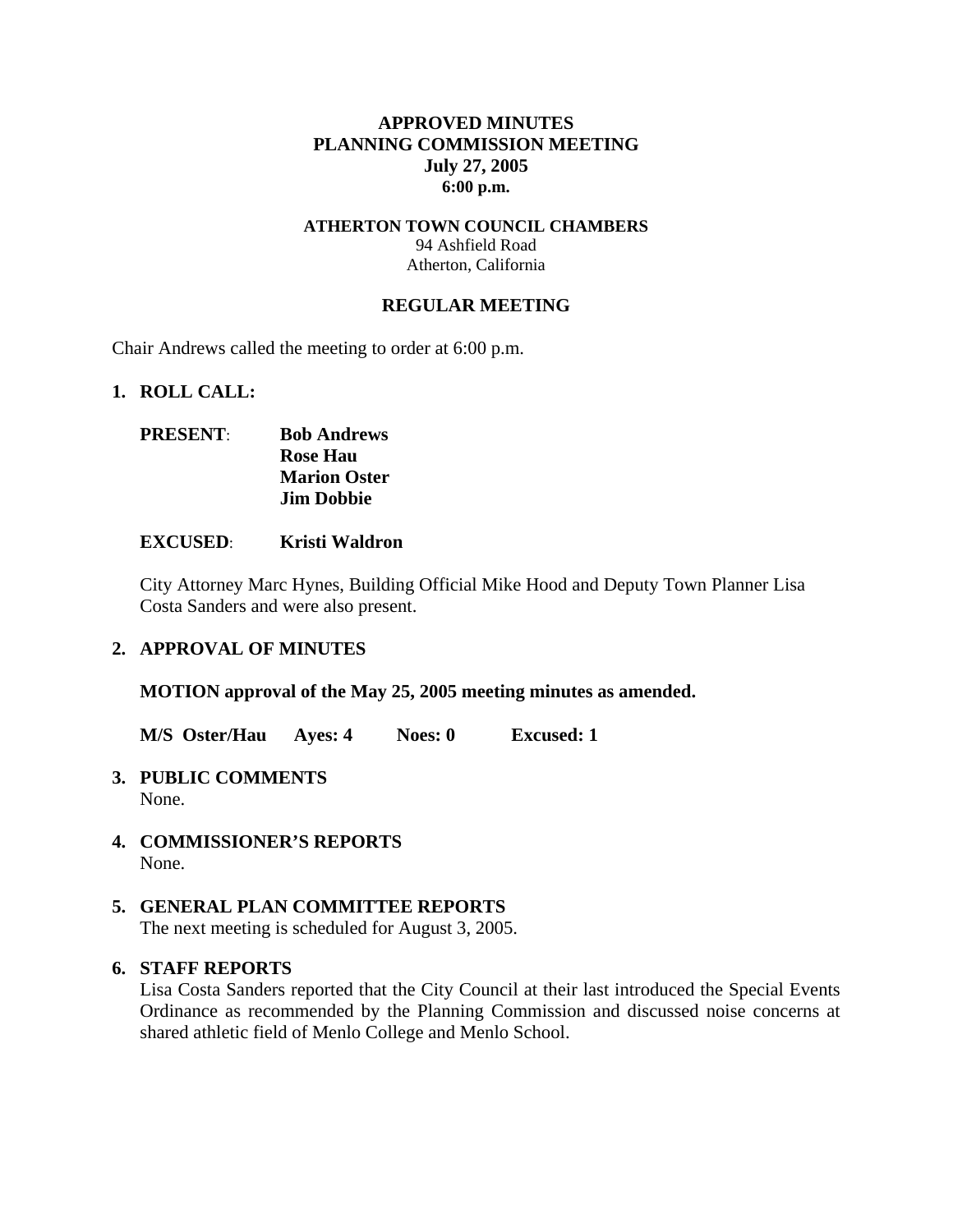**APPROVED MINUTES**
**PLANNING COMMISSION MEETING**
**July 27, 2005**
**6:00 p.m.**

**ATHERTON TOWN COUNCIL CHAMBERS**
94 Ashfield Road
Atherton, California

**REGULAR MEETING**

Chair Andrews called the meeting to order at 6:00 p.m.

**1. ROLL CALL:**

**PRESENT**: **Bob Andrews**
**Rose Hau**
**Marion Oster**
**Jim Dobbie**

**EXCUSED**: **Kristi Waldron**

City Attorney Marc Hynes, Building Official Mike Hood and Deputy Town Planner Lisa Costa Sanders and were also present.

**2. APPROVAL OF MINUTES**

**MOTION approval of the May 25, 2005 meeting minutes as amended.**

**M/S Oster/Hau Ayes: 4 Noes: 0 Excused: 1**

**3. PUBLIC COMMENTS**
None.

**4. COMMISSIONER'S REPORTS**
None.

**5. GENERAL PLAN COMMITTEE REPORTS**
The next meeting is scheduled for August 3, 2005.

**6. STAFF REPORTS**
Lisa Costa Sanders reported that the City Council at their last introduced the Special Events Ordinance as recommended by the Planning Commission and discussed noise concerns at shared athletic field of Menlo College and Menlo School.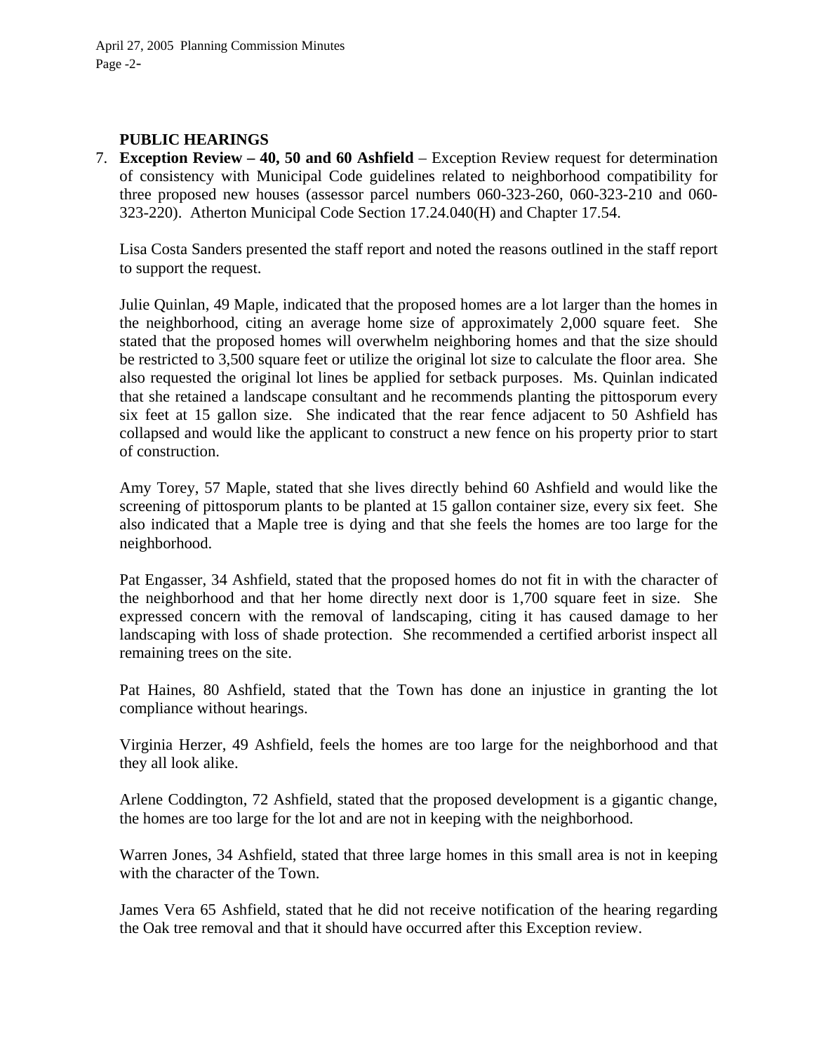**PUBLIC HEARINGS**

7. **Exception Review – 40, 50 and 60 Ashfield** – Exception Review request for determination of consistency with Municipal Code guidelines related to neighborhood compatibility for three proposed new houses (assessor parcel numbers 060-323-260, 060-323-210 and 060-323-220). Atherton Municipal Code Section 17.24.040(H) and Chapter 17.54.

   Lisa Costa Sanders presented the staff report and noted the reasons outlined in the staff report to support the request.

   Julie Quinlan, 49 Maple, indicated that the proposed homes are a lot larger than the homes in the neighborhood, citing an average home size of approximately 2,000 square feet. She stated that the proposed homes will overwhelm neighboring homes and that the size should be restricted to 3,500 square feet or utilize the original lot size to calculate the floor area. She also requested the original lot lines be applied for setback purposes. Ms. Quinlan indicated that she retained a landscape consultant and he recommends planting the pittosporum every six feet at 15 gallon size. She indicated that the rear fence adjacent to 50 Ashfield has collapsed and would like the applicant to construct a new fence on his property prior to start of construction.

   Amy Torey, 57 Maple, stated that she lives directly behind 60 Ashfield and would like the screening of pittosporum plants to be planted at 15 gallon container size, every six feet. She also indicated that a Maple tree is dying and that she feels the homes are too large for the neighborhood.

   Pat Engasser, 34 Ashfield, stated that the proposed homes do not fit in with the character of the neighborhood and that her home directly next door is 1,700 square feet in size. She expressed concern with the removal of landscaping, citing it has caused damage to her landscaping with loss of shade protection. She recommended a certified arborist inspect all remaining trees on the site.

   Pat Haines, 80 Ashfield, stated that the Town has done an injustice in granting the lot compliance without hearings.

   Virginia Herzer, 49 Ashfield, feels the homes are too large for the neighborhood and that they all look alike.

   Arlene Coddington, 72 Ashfield, stated that the proposed development is a gigantic change, the homes are too large for the lot and are not in keeping with the neighborhood.

   Warren Jones, 34 Ashfield, stated that three large homes in this small area is not in keeping with the character of the Town.

   James Vera 65 Ashfield, stated that he did not receive notification of the hearing regarding the Oak tree removal and that it should have occurred after this Exception review.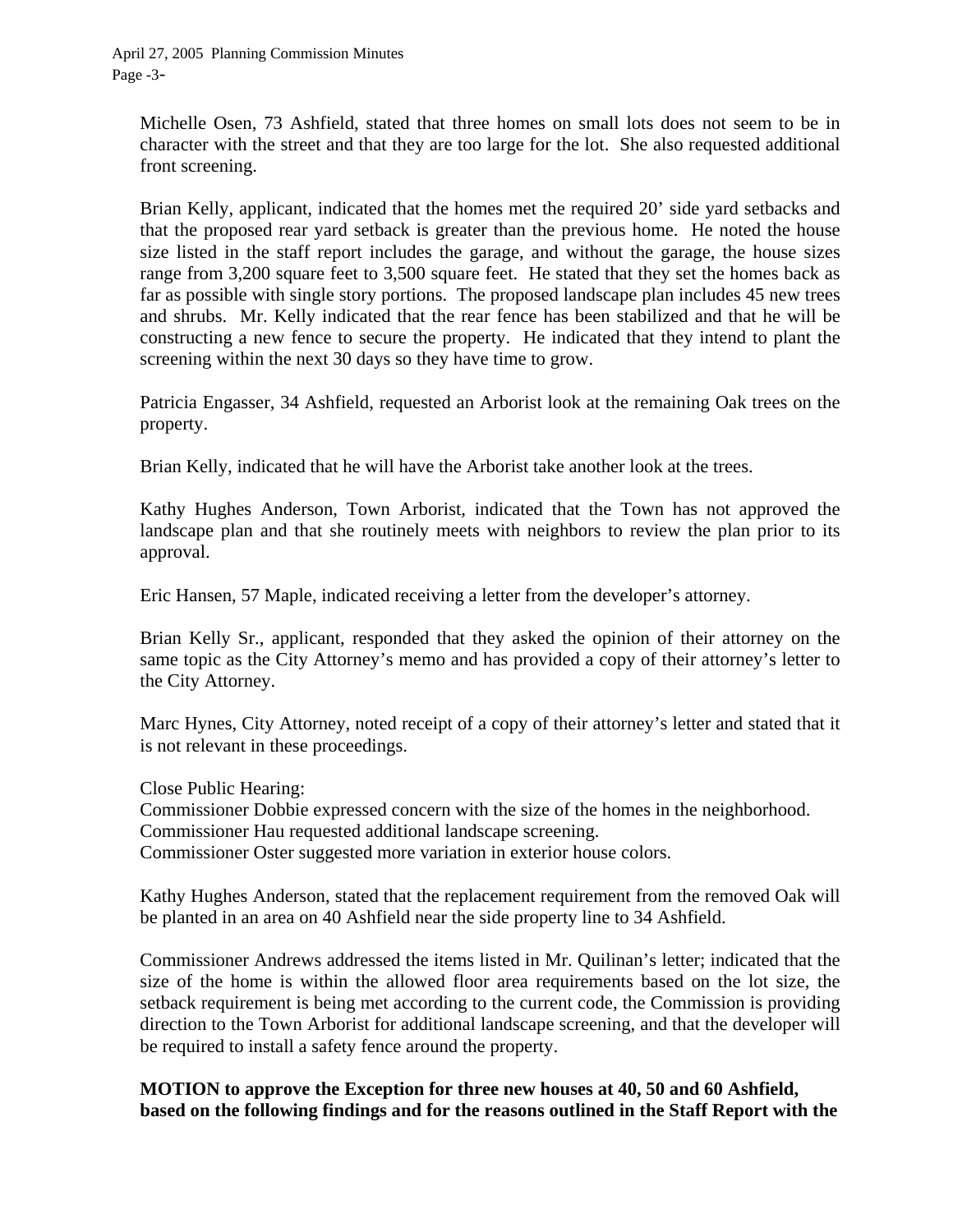Michelle Osen, 73 Ashfield, stated that three homes on small lots does not seem to be in character with the street and that they are too large for the lot. She also requested additional front screening.

Brian Kelly, applicant, indicated that the homes met the required 20' side yard setbacks and that the proposed rear yard setback is greater than the previous home. He noted the house size listed in the staff report includes the garage, and without the garage, the house sizes range from 3,200 square feet to 3,500 square feet. He stated that they set the homes back as far as possible with single story portions. The proposed landscape plan includes 45 new trees and shrubs. Mr. Kelly indicated that the rear fence has been stabilized and that he will be constructing a new fence to secure the property. He indicated that they intend to plant the screening within the next 30 days so they have time to grow.

Patricia Engasser, 34 Ashfield, requested an Arborist look at the remaining Oak trees on the property.

Brian Kelly, indicated that he will have the Arborist take another look at the trees.

Kathy Hughes Anderson, Town Arborist, indicated that the Town has not approved the landscape plan and that she routinely meets with neighbors to review the plan prior to its approval.

Eric Hansen, 57 Maple, indicated receiving a letter from the developer's attorney.

Brian Kelly Sr., applicant, responded that they asked the opinion of their attorney on the same topic as the City Attorney's memo and has provided a copy of their attorney's letter to the City Attorney.

Marc Hynes, City Attorney, noted receipt of a copy of their attorney's letter and stated that it is not relevant in these proceedings.

Close Public Hearing:
Commissioner Dobbie expressed concern with the size of the homes in the neighborhood.
Commissioner Hau requested additional landscape screening.
Commissioner Oster suggested more variation in exterior house colors.

Kathy Hughes Anderson, stated that the replacement requirement from the removed Oak will be planted in an area on 40 Ashfield near the side property line to 34 Ashfield.

Commissioner Andrews addressed the items listed in Mr. Quilinan's letter; indicated that the size of the home is within the allowed floor area requirements based on the lot size, the setback requirement is being met according to the current code, the Commission is providing direction to the Town Arborist for additional landscape screening, and that the developer will be required to install a safety fence around the property.

**MOTION to approve the Exception for three new houses at 40, 50 and 60 Ashfield, based on the following findings and for the reasons outlined in the Staff Report with the**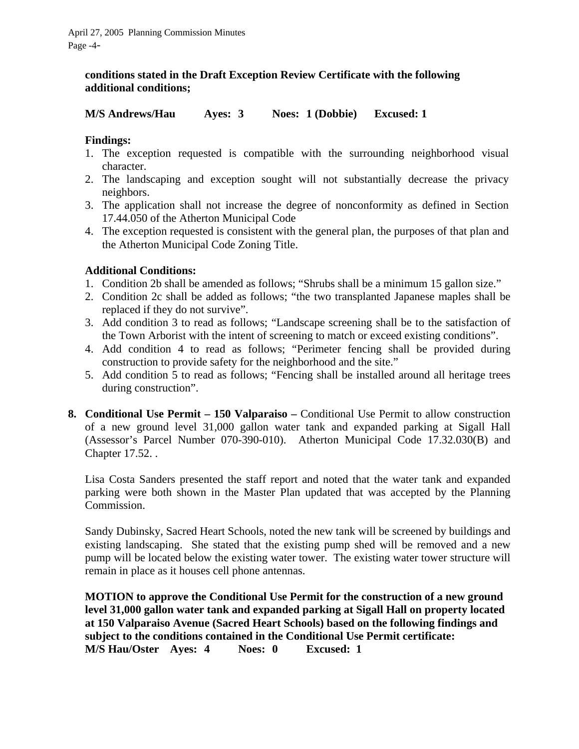**conditions stated in the Draft Exception Review Certificate with the following additional conditions;**

**M/S Andrews/Hau Ayes: 3 Noes: 1 (Dobbie) Excused: 1**

**Findings:**

1. The exception requested is compatible with the surrounding neighborhood visual character.
2. The landscaping and exception sought will not substantially decrease the privacy neighbors.
3. The application shall not increase the degree of nonconformity as defined in Section 17.44.050 of the Atherton Municipal Code
4. The exception requested is consistent with the general plan, the purposes of that plan and the Atherton Municipal Code Zoning Title.

**Additional Conditions:**

1. Condition 2b shall be amended as follows; "Shrubs shall be a minimum 15 gallon size."
2. Condition 2c shall be added as follows; "the two transplanted Japanese maples shall be replaced if they do not survive".
3. Add condition 3 to read as follows; "Landscape screening shall be to the satisfaction of the Town Arborist with the intent of screening to match or exceed existing conditions".
4. Add condition 4 to read as follows; "Perimeter fencing shall be provided during construction to provide safety for the neighborhood and the site."
5. Add condition 5 to read as follows; "Fencing shall be installed around all heritage trees during construction".

**8. Conditional Use Permit – 150 Valparaiso –** Conditional Use Permit to allow construction of a new ground level 31,000 gallon water tank and expanded parking at Sigall Hall (Assessor's Parcel Number 070-390-010). Atherton Municipal Code 17.32.030(B) and Chapter 17.52. .

Lisa Costa Sanders presented the staff report and noted that the water tank and expanded parking were both shown in the Master Plan updated that was accepted by the Planning Commission.

Sandy Dubinsky, Sacred Heart Schools, noted the new tank will be screened by buildings and existing landscaping. She stated that the existing pump shed will be removed and a new pump will be located below the existing water tower. The existing water tower structure will remain in place as it houses cell phone antennas.

**MOTION to approve the Conditional Use Permit for the construction of a new ground level 31,000 gallon water tank and expanded parking at Sigall Hall on property located at 150 Valparaiso Avenue (Sacred Heart Schools) based on the following findings and subject to the conditions contained in the Conditional Use Permit certificate:**
**M/S Hau/Oster Ayes: 4 Noes: 0 Excused: 1**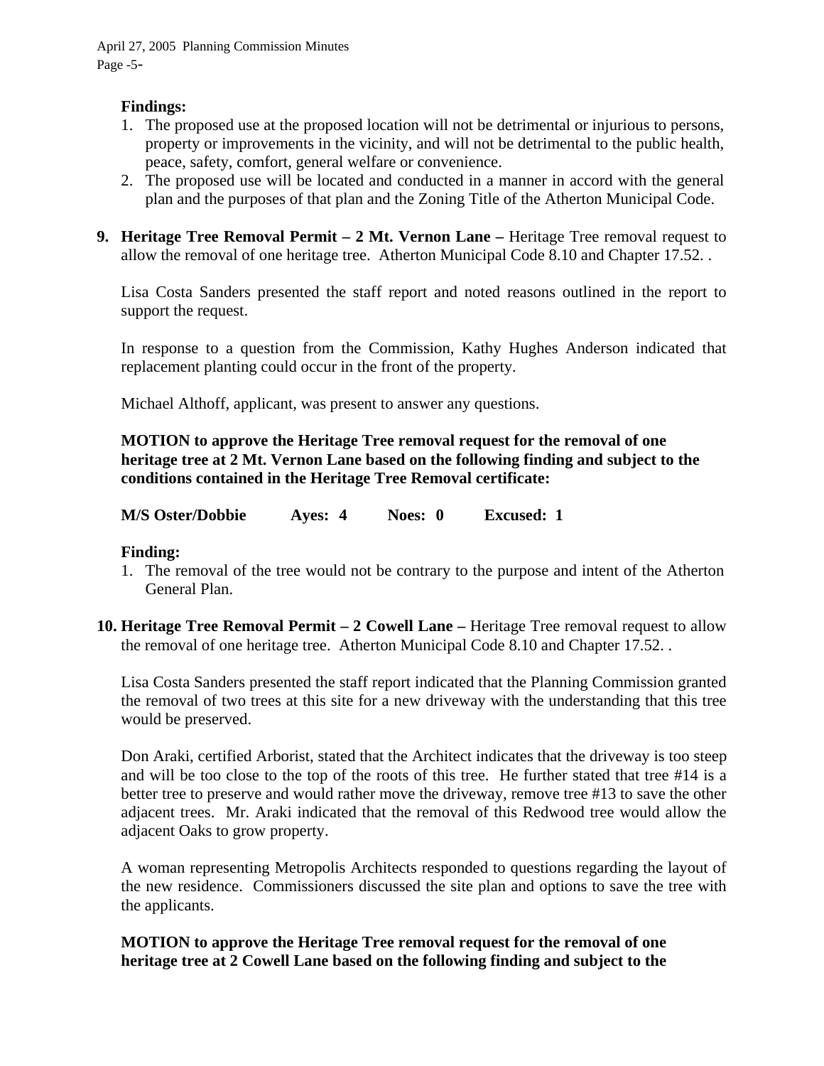**Findings:**

1. The proposed use at the proposed location will not be detrimental or injurious to persons, property or improvements in the vicinity, and will not be detrimental to the public health, peace, safety, comfort, general welfare or convenience.
2. The proposed use will be located and conducted in a manner in accord with the general plan and the purposes of that plan and the Zoning Title of the Atherton Municipal Code.

**9. Heritage Tree Removal Permit – 2 Mt. Vernon Lane –** Heritage Tree removal request to allow the removal of one heritage tree. Atherton Municipal Code 8.10 and Chapter 17.52. .

Lisa Costa Sanders presented the staff report and noted reasons outlined in the report to support the request.

In response to a question from the Commission, Kathy Hughes Anderson indicated that replacement planting could occur in the front of the property.

Michael Althoff, applicant, was present to answer any questions.

**MOTION to approve the Heritage Tree removal request for the removal of one heritage tree at 2 Mt. Vernon Lane based on the following finding and subject to the conditions contained in the Heritage Tree Removal certificate:**

**M/S Oster/Dobbie Ayes: 4 Noes: 0 Excused: 1**

**Finding:**

1. The removal of the tree would not be contrary to the purpose and intent of the Atherton General Plan.

**10. Heritage Tree Removal Permit – 2 Cowell Lane –** Heritage Tree removal request to allow the removal of one heritage tree. Atherton Municipal Code 8.10 and Chapter 17.52. .

Lisa Costa Sanders presented the staff report indicated that the Planning Commission granted the removal of two trees at this site for a new driveway with the understanding that this tree would be preserved.

Don Araki, certified Arborist, stated that the Architect indicates that the driveway is too steep and will be too close to the top of the roots of this tree. He further stated that tree #14 is a better tree to preserve and would rather move the driveway, remove tree #13 to save the other adjacent trees. Mr. Araki indicated that the removal of this Redwood tree would allow the adjacent Oaks to grow property.

A woman representing Metropolis Architects responded to questions regarding the layout of the new residence. Commissioners discussed the site plan and options to save the tree with the applicants.

**MOTION to approve the Heritage Tree removal request for the removal of one heritage tree at 2 Cowell Lane based on the following finding and subject to the**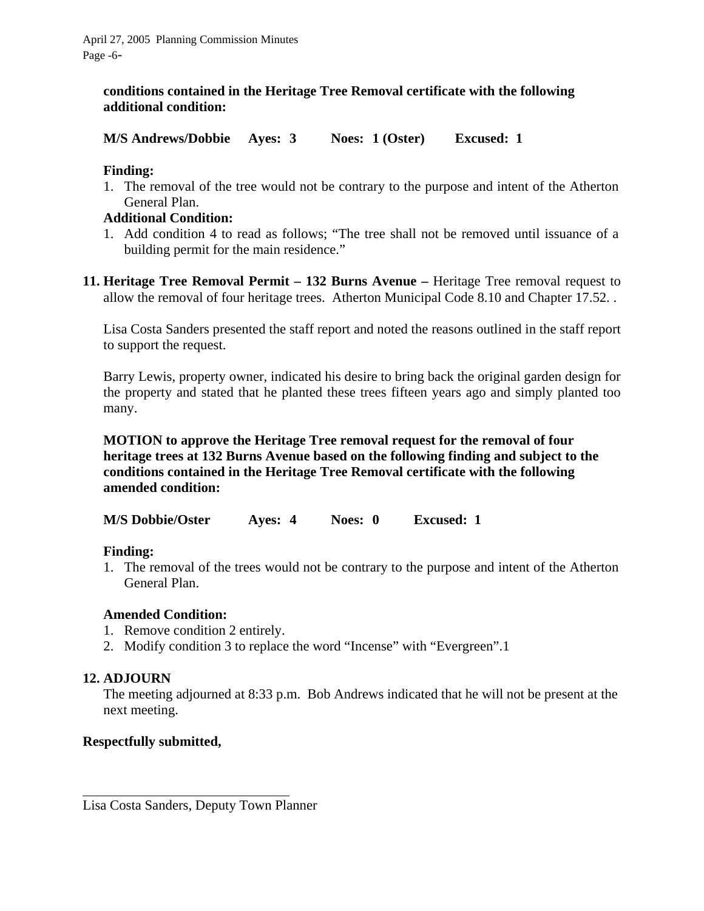**conditions contained in the Heritage Tree Removal certificate with the following additional condition:**

**M/S Andrews/Dobbie Ayes: 3 Noes: 1 (Oster) Excused: 1**

**Finding:**

1. The removal of the tree would not be contrary to the purpose and intent of the Atherton General Plan.

**Additional Condition:**

1. Add condition 4 to read as follows; "The tree shall not be removed until issuance of a building permit for the main residence."

**11. Heritage Tree Removal Permit – 132 Burns Avenue –** Heritage Tree removal request to allow the removal of four heritage trees. Atherton Municipal Code 8.10 and Chapter 17.52. .

Lisa Costa Sanders presented the staff report and noted the reasons outlined in the staff report to support the request.

Barry Lewis, property owner, indicated his desire to bring back the original garden design for the property and stated that he planted these trees fifteen years ago and simply planted too many.

**MOTION to approve the Heritage Tree removal request for the removal of four heritage trees at 132 Burns Avenue based on the following finding and subject to the conditions contained in the Heritage Tree Removal certificate with the following amended condition:**

**M/S Dobbie/Oster Ayes: 4 Noes: 0 Excused: 1**

**Finding:**

1. The removal of the trees would not be contrary to the purpose and intent of the Atherton General Plan.

**Amended Condition:**

1. Remove condition 2 entirely.
2. Modify condition 3 to replace the word "Incense" with "Evergreen".1

**12. ADJOURN**

The meeting adjourned at 8:33 p.m. Bob Andrews indicated that he will not be present at the next meeting.

**Respectfully submitted,**

\_\_\_\_\_\_\_\_\_\_\_\_\_\_\_\_\_\_\_\_\_\_\_\_\_\_\_\_\_\_\_\_

Lisa Costa Sanders, Deputy Town Planner